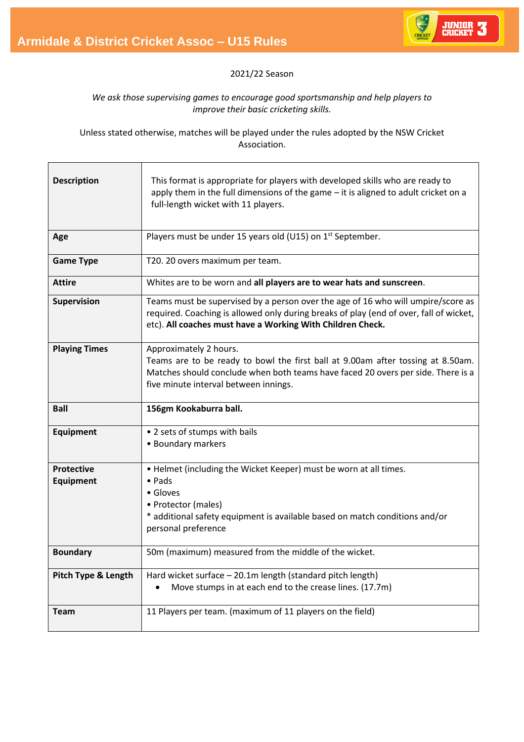# Armidale & District Cricket Assoc – U15 Rules

2021/22 Season

*We ask those supervising games to encourage good sportsmanship and help players to improve their basic cricketing skills.*

Unless stated otherwise, matches will be played under the rules adopted by the NSW Cricket Association.

| | |
|---|---|
| **Description** | This format is appropriate for players with developed skills who are ready to apply them in the full dimensions of the game – it is aligned to adult cricket on a full-length wicket with 11 players. |
| **Age** | Players must be under 15 years old (U15) on 1st September. |
| **Game Type** | T20. 20 overs maximum per team. |
| **Attire** | Whites are to be worn and **all players are to wear hats and sunscreen**. |
| **Supervision** | Teams must be supervised by a person over the age of 16 who will umpire/score as required. Coaching is allowed only during breaks of play (end of over, fall of wicket, etc). **All coaches must have a Working With Children Check.** |
| **Playing Times** | Approximately 2 hours.<br>Teams are to be ready to bowl the first ball at 9.00am after tossing at 8.50am. Matches should conclude when both teams have faced 20 overs per side. There is a five minute interval between innings. |
| **Ball** | **156gm Kookaburra ball.** |
| **Equipment** | • 2 sets of stumps with bails<br>• Boundary markers |
| **Protective Equipment** | • Helmet (including the Wicket Keeper) must be worn at all times.<br>• Pads<br>• Gloves<br>• Protector (males)<br>* additional safety equipment is available based on match conditions and/or personal preference |
| **Boundary** | 50m (maximum) measured from the middle of the wicket. |
| **Pitch Type & Length** | Hard wicket surface – 20.1m length (standard pitch length)<br>• Move stumps in at each end to the crease lines. (17.7m) |
| **Team** | 11 Players per team. (maximum of 11 players on the field) |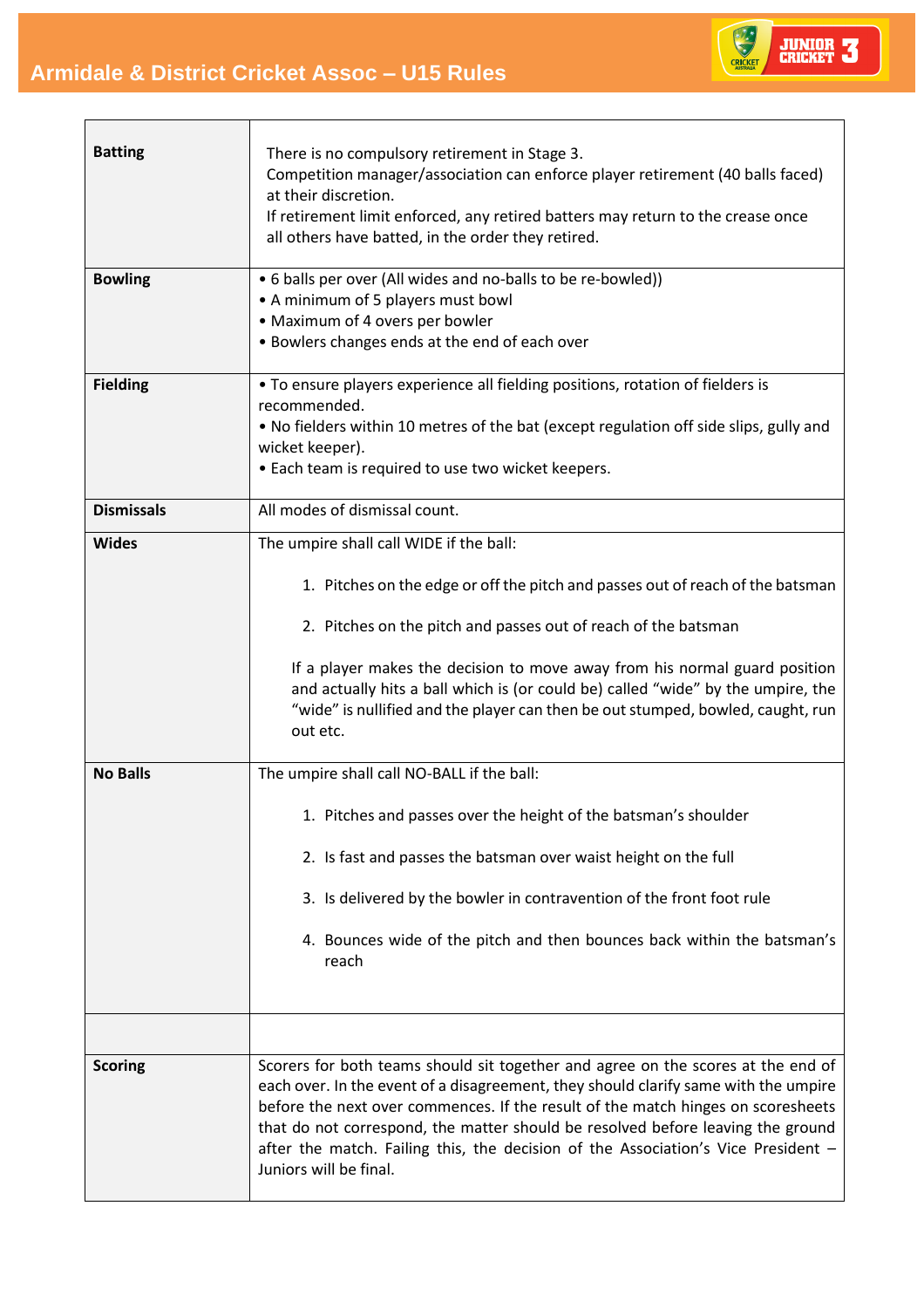# Armidale & District Cricket Assoc – U15 Rules

| | |
|---|---|
| **Batting** | There is no compulsory retirement in Stage 3.<br>Competition manager/association can enforce player retirement (40 balls faced) at their discretion.<br>If retirement limit enforced, any retired batters may return to the crease once all others have batted, in the order they retired. |
| **Bowling** | • 6 balls per over (All wides and no-balls to be re-bowled))<br>• A minimum of 5 players must bowl<br>• Maximum of 4 overs per bowler<br>• Bowlers changes ends at the end of each over |
| **Fielding** | • To ensure players experience all fielding positions, rotation of fielders is recommended.<br>• No fielders within 10 metres of the bat (except regulation off side slips, gully and wicket keeper).<br>• Each team is required to use two wicket keepers. |
| **Dismissals** | All modes of dismissal count. |
| **Wides** | The umpire shall call WIDE if the ball:<br>1. Pitches on the edge or off the pitch and passes out of reach of the batsman<br>2. Pitches on the pitch and passes out of reach of the batsman<br><br>If a player makes the decision to move away from his normal guard position and actually hits a ball which is (or could be) called "wide" by the umpire, the "wide" is nullified and the player can then be out stumped, bowled, caught, run out etc. |
| **No Balls** | The umpire shall call NO-BALL if the ball:<br>1. Pitches and passes over the height of the batsman's shoulder<br>2. Is fast and passes the batsman over waist height on the full<br>3. Is delivered by the bowler in contravention of the front foot rule<br>4. Bounces wide of the pitch and then bounces back within the batsman's reach |
| | |
| **Scoring** | Scorers for both teams should sit together and agree on the scores at the end of each over. In the event of a disagreement, they should clarify same with the umpire before the next over commences. If the result of the match hinges on scoresheets that do not correspond, the matter should be resolved before leaving the ground after the match. Failing this, the decision of the Association's Vice President – Juniors will be final. |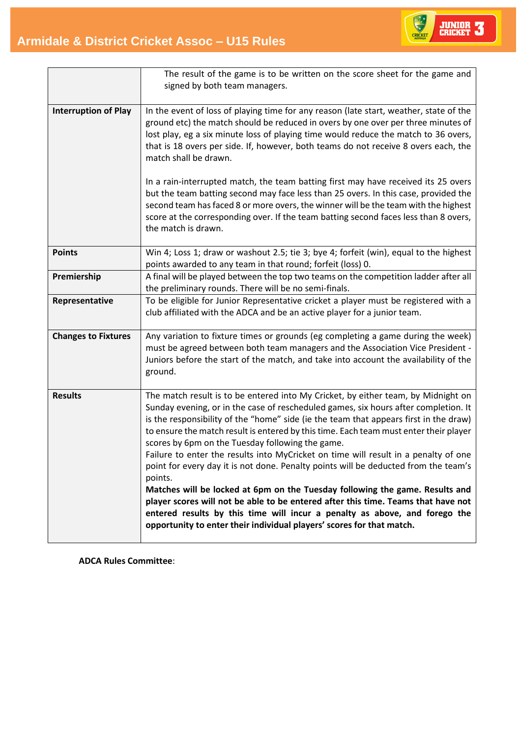| | |
|---|---|
| | The result of the game is to be written on the score sheet for the game and signed by both team managers. |
| **Interruption of Play** | In the event of loss of playing time for any reason (late start, weather, state of the ground etc) the match should be reduced in overs by one over per three minutes of lost play, eg a six minute loss of playing time would reduce the match to 36 overs, that is 18 overs per side. If, however, both teams do not receive 8 overs each, the match shall be drawn.<br><br>In a rain-interrupted match, the team batting first may have received its 25 overs but the team batting second may face less than 25 overs. In this case, provided the second team has faced 8 or more overs, the winner will be the team with the highest score at the corresponding over. If the team batting second faces less than 8 overs, the match is drawn. |
| **Points** | Win 4; Loss 1; draw or washout 2.5; tie 3; bye 4; forfeit (win), equal to the highest points awarded to any team in that round; forfeit (loss) 0. |
| **Premiership** | A final will be played between the top two teams on the competition ladder after all the preliminary rounds. There will be no semi-finals. |
| **Representative** | To be eligible for Junior Representative cricket a player must be registered with a club affiliated with the ADCA and be an active player for a junior team. |
| **Changes to Fixtures** | Any variation to fixture times or grounds (eg completing a game during the week) must be agreed between both team managers and the Association Vice President - Juniors before the start of the match, and take into account the availability of the ground. |
| **Results** | The match result is to be entered into My Cricket, by either team, by Midnight on Sunday evening, or in the case of rescheduled games, six hours after completion. It is the responsibility of the "home" side (ie the team that appears first in the draw) to ensure the match result is entered by this time. Each team must enter their player scores by 6pm on the Tuesday following the game.<br>Failure to enter the results into MyCricket on time will result in a penalty of one point for every day it is not done. Penalty points will be deducted from the team's points.<br>**Matches will be locked at 6pm on the Tuesday following the game. Results and player scores will not be able to be entered after this time. Teams that have not entered results by this time will incur a penalty as above, and forego the opportunity to enter their individual players' scores for that match.** |

**ADCA Rules Committee**: